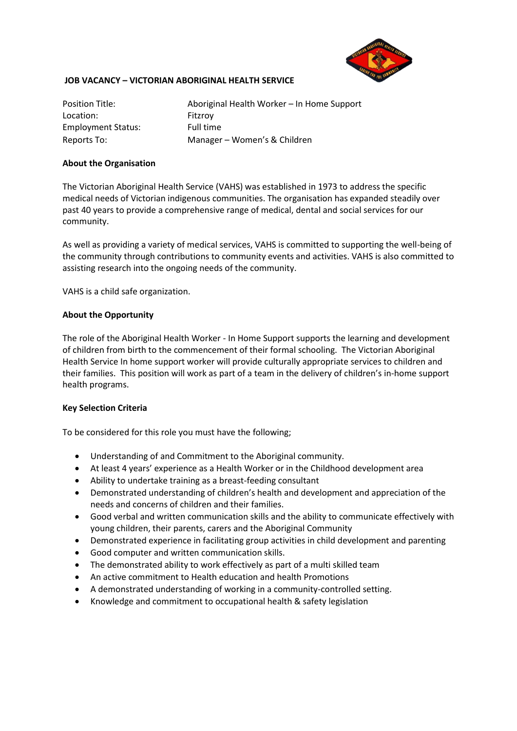**JOB VACANCY – VICTORIAN ABORIGINAL HEALTH SERVICE**

| | |
|---|---|
| Position Title: | Aboriginal Health Worker – In Home Support |
| Location: | Fitzroy |
| Employment Status: | Full time |
| Reports To: | Manager – Women's & Children |

**About the Organisation**

The Victorian Aboriginal Health Service (VAHS) was established in 1973 to address the specific medical needs of Victorian indigenous communities. The organisation has expanded steadily over past 40 years to provide a comprehensive range of medical, dental and social services for our community.

As well as providing a variety of medical services, VAHS is committed to supporting the well-being of the community through contributions to community events and activities. VAHS is also committed to assisting research into the ongoing needs of the community.

VAHS is a child safe organization.

**About the Opportunity**

The role of the Aboriginal Health Worker - In Home Support supports the learning and development of children from birth to the commencement of their formal schooling. The Victorian Aboriginal Health Service In home support worker will provide culturally appropriate services to children and their families. This position will work as part of a team in the delivery of children's in-home support health programs.

**Key Selection Criteria**

To be considered for this role you must have the following;

- Understanding of and Commitment to the Aboriginal community.
- At least 4 years' experience as a Health Worker or in the Childhood development area
- Ability to undertake training as a breast-feeding consultant
- Demonstrated understanding of children's health and development and appreciation of the needs and concerns of children and their families.
- Good verbal and written communication skills and the ability to communicate effectively with young children, their parents, carers and the Aboriginal Community
- Demonstrated experience in facilitating group activities in child development and parenting
- Good computer and written communication skills.
- The demonstrated ability to work effectively as part of a multi skilled team
- An active commitment to Health education and health Promotions
- A demonstrated understanding of working in a community-controlled setting.
- Knowledge and commitment to occupational health & safety legislation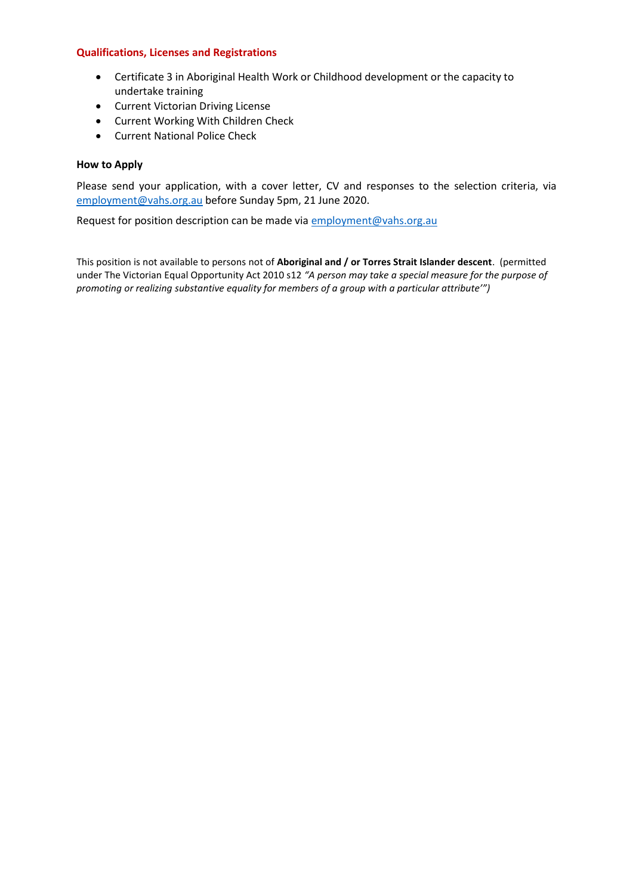### Qualifications, Licenses and Registrations

- Certificate 3 in Aboriginal Health Work or Childhood development or the capacity to undertake training
- Current Victorian Driving License
- Current Working With Children Check
- Current National Police Check

**How to Apply**

Please send your application, with a cover letter, CV and responses to the selection criteria, via employment@vahs.org.au before Sunday 5pm, 21 June 2020.

Request for position description can be made via employment@vahs.org.au

This position is not available to persons not of **Aboriginal and / or Torres Strait Islander descent**. (permitted under The Victorian Equal Opportunity Act 2010 s12 *"A person may take a special measure for the purpose of promoting or realizing substantive equality for members of a group with a particular attribute'")*